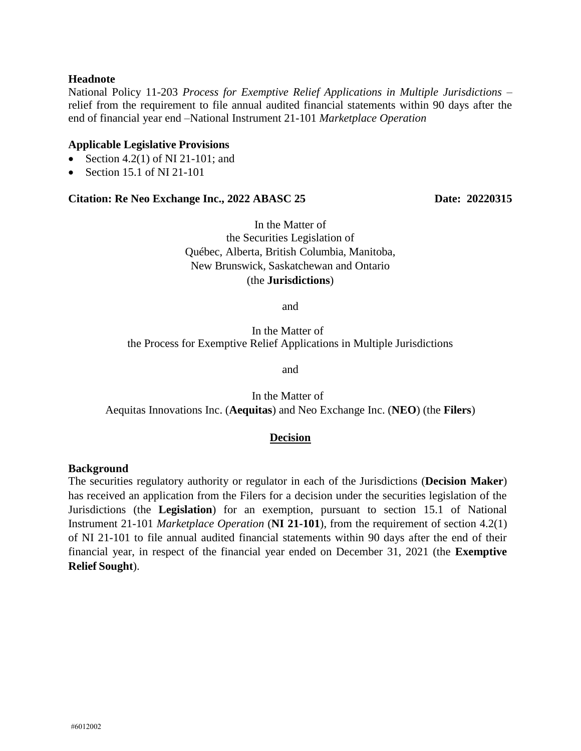**Headnote**

National Policy 11-203 *Process for Exemptive Relief Applications in Multiple Jurisdictions* – relief from the requirement to file annual audited financial statements within 90 days after the end of financial year end –National Instrument 21-101 *Marketplace Operation*

**Applicable Legislative Provisions**

- Section 4.2(1) of NI 21-101; and
- Section 15.1 of NI 21-101

**Citation: Re Neo Exchange Inc., 2022 ABASC 25** **Date: 20220315**

In the Matter of
the Securities Legislation of
Québec, Alberta, British Columbia, Manitoba,
New Brunswick, Saskatchewan and Ontario
(the **Jurisdictions**)

and

In the Matter of
the Process for Exemptive Relief Applications in Multiple Jurisdictions

and

In the Matter of
Aequitas Innovations Inc. (**Aequitas**) and Neo Exchange Inc. (**NEO**) (the **Filers**)

## Decision

**Background**

The securities regulatory authority or regulator in each of the Jurisdictions (**Decision Maker**) has received an application from the Filers for a decision under the securities legislation of the Jurisdictions (the **Legislation**) for an exemption, pursuant to section 15.1 of National Instrument 21-101 *Marketplace Operation* (**NI 21-101**), from the requirement of section 4.2(1) of NI 21-101 to file annual audited financial statements within 90 days after the end of their financial year, in respect of the financial year ended on December 31, 2021 (the **Exemptive Relief Sought**).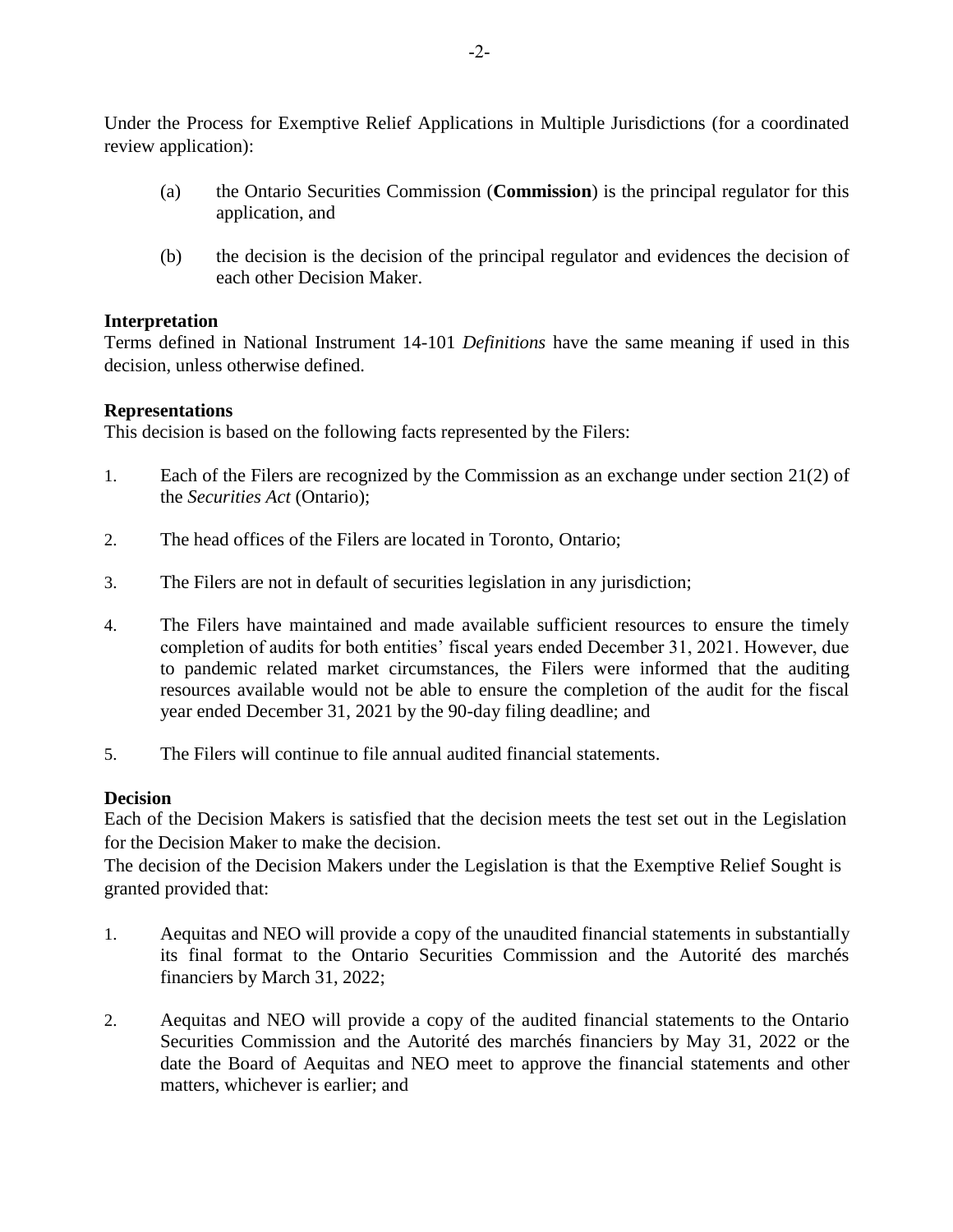Under the Process for Exemptive Relief Applications in Multiple Jurisdictions (for a coordinated review application):

(a) the Ontario Securities Commission (**Commission**) is the principal regulator for this application, and

(b) the decision is the decision of the principal regulator and evidences the decision of each other Decision Maker.

**Interpretation**

Terms defined in National Instrument 14-101 *Definitions* have the same meaning if used in this decision, unless otherwise defined.

**Representations**

This decision is based on the following facts represented by the Filers:

1. Each of the Filers are recognized by the Commission as an exchange under section 21(2) of the *Securities Act* (Ontario);

2. The head offices of the Filers are located in Toronto, Ontario;

3. The Filers are not in default of securities legislation in any jurisdiction;

4. The Filers have maintained and made available sufficient resources to ensure the timely completion of audits for both entities' fiscal years ended December 31, 2021. However, due to pandemic related market circumstances, the Filers were informed that the auditing resources available would not be able to ensure the completion of the audit for the fiscal year ended December 31, 2021 by the 90-day filing deadline; and

5. The Filers will continue to file annual audited financial statements.

**Decision**

Each of the Decision Makers is satisfied that the decision meets the test set out in the Legislation for the Decision Maker to make the decision.

The decision of the Decision Makers under the Legislation is that the Exemptive Relief Sought is granted provided that:

1. Aequitas and NEO will provide a copy of the unaudited financial statements in substantially its final format to the Ontario Securities Commission and the Autorité des marchés financiers by March 31, 2022;

2. Aequitas and NEO will provide a copy of the audited financial statements to the Ontario Securities Commission and the Autorité des marchés financiers by May 31, 2022 or the date the Board of Aequitas and NEO meet to approve the financial statements and other matters, whichever is earlier; and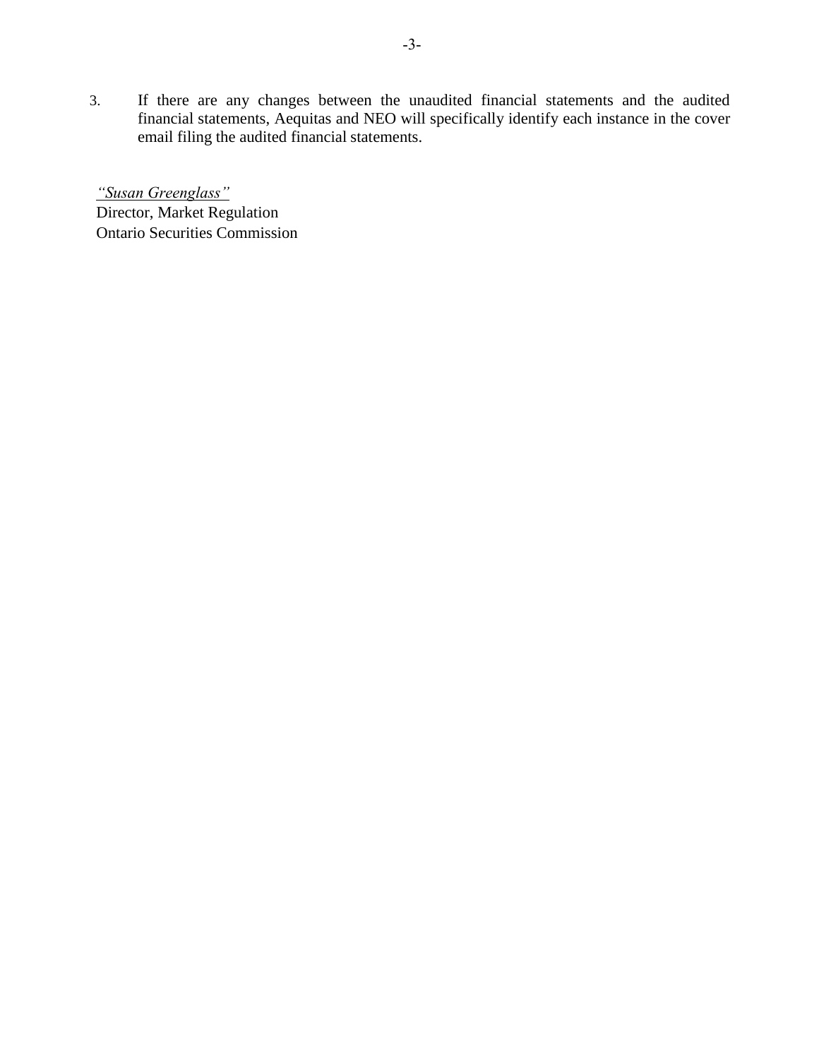3. If there are any changes between the unaudited financial statements and the audited financial statements, Aequitas and NEO will specifically identify each instance in the cover email filing the audited financial statements.

*"Susan Greenglass"*
Director, Market Regulation
Ontario Securities Commission